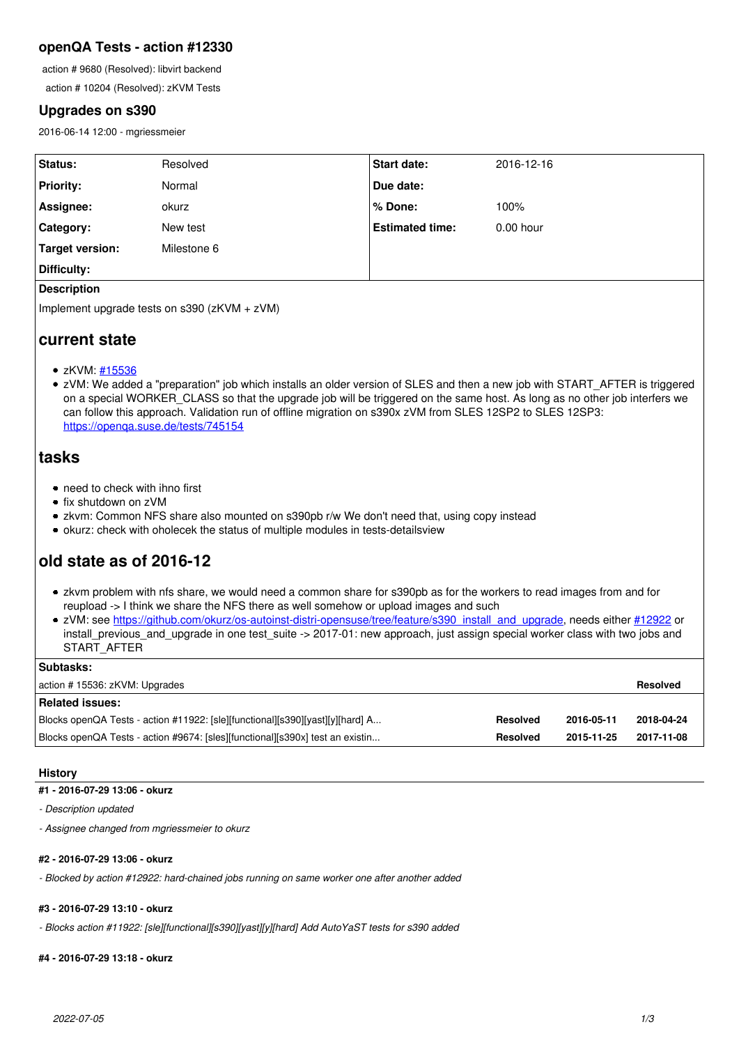## openQA Tests - action #12330

action # 9680 (Resolved): libvirt backend

action # 10204 (Resolved): zKVM Tests

## Upgrades on s390

2016-06-14 12:00 - mgriessmeier

| | | | |
|---|---|---|---|
| **Status:** | Resolved | **Start date:** | 2016-12-16 |
| **Priority:** | Normal | **Due date:** | |
| **Assignee:** | okurz | **% Done:** | 100% |
| **Category:** | New test | **Estimated time:** | 0.00 hour |
| **Target version:** | Milestone 6 | | |
| **Difficulty:** | | | |

**Description**

Implement upgrade tests on s390 (zKVM + zVM)

# current state

- zKVM: [#15536](#15536)
- zVM: We added a "preparation" job which installs an older version of SLES and then a new job with START_AFTER is triggered on a special WORKER_CLASS so that the upgrade job will be triggered on the same host. As long as no other job interfers we can follow this approach. Validation run of offline migration on s390x zVM from SLES 12SP2 to SLES 12SP3: [https://openqa.suse.de/tests/745154](https://openqa.suse.de/tests/745154)

# tasks

- need to check with ihno first
- fix shutdown on zVM
- zkvm: Common NFS share also mounted on s390pb r/w We don't need that, using copy instead
- okurz: check with oholecek the status of multiple modules in tests-detailsview

# old state as of 2016-12

- zkvm problem with nfs share, we would need a common share for s390pb as for the workers to read images from and for reupload -> I think we share the NFS there as well somehow or upload images and such
- zVM: see [https://github.com/okurz/os-autoinst-distri-opensuse/tree/feature/s390_install_and_upgrade](https://github.com/okurz/os-autoinst-distri-opensuse/tree/feature/s390_install_and_upgrade), needs either [#12922](#12922) or install_previous_and_upgrade in one test_suite -> 2017-01: new approach, just assign special worker class with two jobs and START_AFTER

**Subtasks:**

| | |
|---|---|
| action # 15536: zKVM: Upgrades | **Resolved** |

**Related issues:**

| | | | |
|---|---|---|---|
| Blocks openQA Tests - action #11922: [sle][functional][s390][yast][y][hard] A... | **Resolved** | **2016-05-11** | **2018-04-24** |
| Blocks openQA Tests - action #9674: [sles][functional][s390x] test an existin... | **Resolved** | **2015-11-25** | **2017-11-08** |

### History

#### #1 - 2016-07-29 13:06 - okurz

*- Description updated*

*- Assignee changed from mgriessmeier to okurz*

#### #2 - 2016-07-29 13:06 - okurz

*- Blocked by action #12922: hard-chained jobs running on same worker one after another added*

#### #3 - 2016-07-29 13:10 - okurz

*- Blocks action #11922: [sle][functional][s390][yast][y][hard] Add AutoYaST tests for s390 added*

#### #4 - 2016-07-29 13:18 - okurz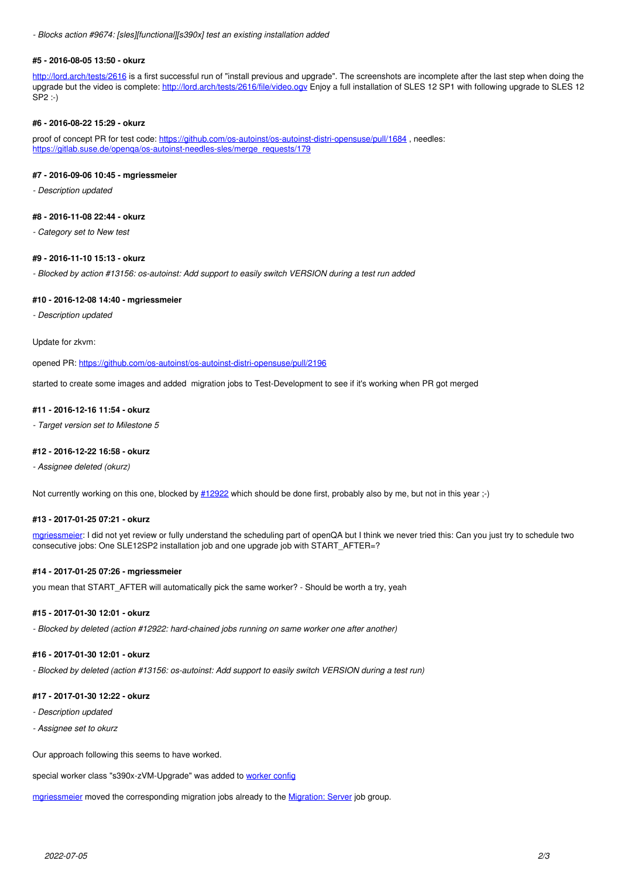*- Blocks action #9674: [sles][functional][s390x] test an existing installation added*

#### #5 - 2016-08-05 13:50 - okurz

http://lord.arch/tests/2616 is a first successful run of "install previous and upgrade". The screenshots are incomplete after the last step when doing the upgrade but the video is complete: http://lord.arch/tests/2616/file/video.ogv Enjoy a full installation of SLES 12 SP1 with following upgrade to SLES 12 SP2 :-)

#### #6 - 2016-08-22 15:29 - okurz

proof of concept PR for test code: https://github.com/os-autoinst/os-autoinst-distri-opensuse/pull/1684 , needles: https://gitlab.suse.de/openqa/os-autoinst-needles-sles/merge_requests/179

#### #7 - 2016-09-06 10:45 - mgriessmeier

*- Description updated*

#### #8 - 2016-11-08 22:44 - okurz

*- Category set to New test*

#### #9 - 2016-11-10 15:13 - okurz

*- Blocked by action #13156: os-autoinst: Add support to easily switch VERSION during a test run added*

#### #10 - 2016-12-08 14:40 - mgriessmeier

*- Description updated*

Update for zkvm:

opened PR: https://github.com/os-autoinst/os-autoinst-distri-opensuse/pull/2196

started to create some images and added migration jobs to Test-Development to see if it's working when PR got merged

#### #11 - 2016-12-16 11:54 - okurz

*- Target version set to Milestone 5*

#### #12 - 2016-12-22 16:58 - okurz

*- Assignee deleted (okurz)*

Not currently working on this one, blocked by #12922 which should be done first, probably also by me, but not in this year ;-)

#### #13 - 2017-01-25 07:21 - okurz

mgriessmeier: I did not yet review or fully understand the scheduling part of openQA but I think we never tried this: Can you just try to schedule two consecutive jobs: One SLE12SP2 installation job and one upgrade job with START_AFTER=?

#### #14 - 2017-01-25 07:26 - mgriessmeier

you mean that START_AFTER will automatically pick the same worker? - Should be worth a try, yeah

#### #15 - 2017-01-30 12:01 - okurz

*- Blocked by deleted (action #12922: hard-chained jobs running on same worker one after another)*

#### #16 - 2017-01-30 12:01 - okurz

*- Blocked by deleted (action #13156: os-autoinst: Add support to easily switch VERSION during a test run)*

#### #17 - 2017-01-30 12:22 - okurz

*- Description updated*

*- Assignee set to okurz*

Our approach following this seems to have worked.

special worker class "s390x-zVM-Upgrade" was added to worker config

mgriessmeier moved the corresponding migration jobs already to the Migration: Server job group.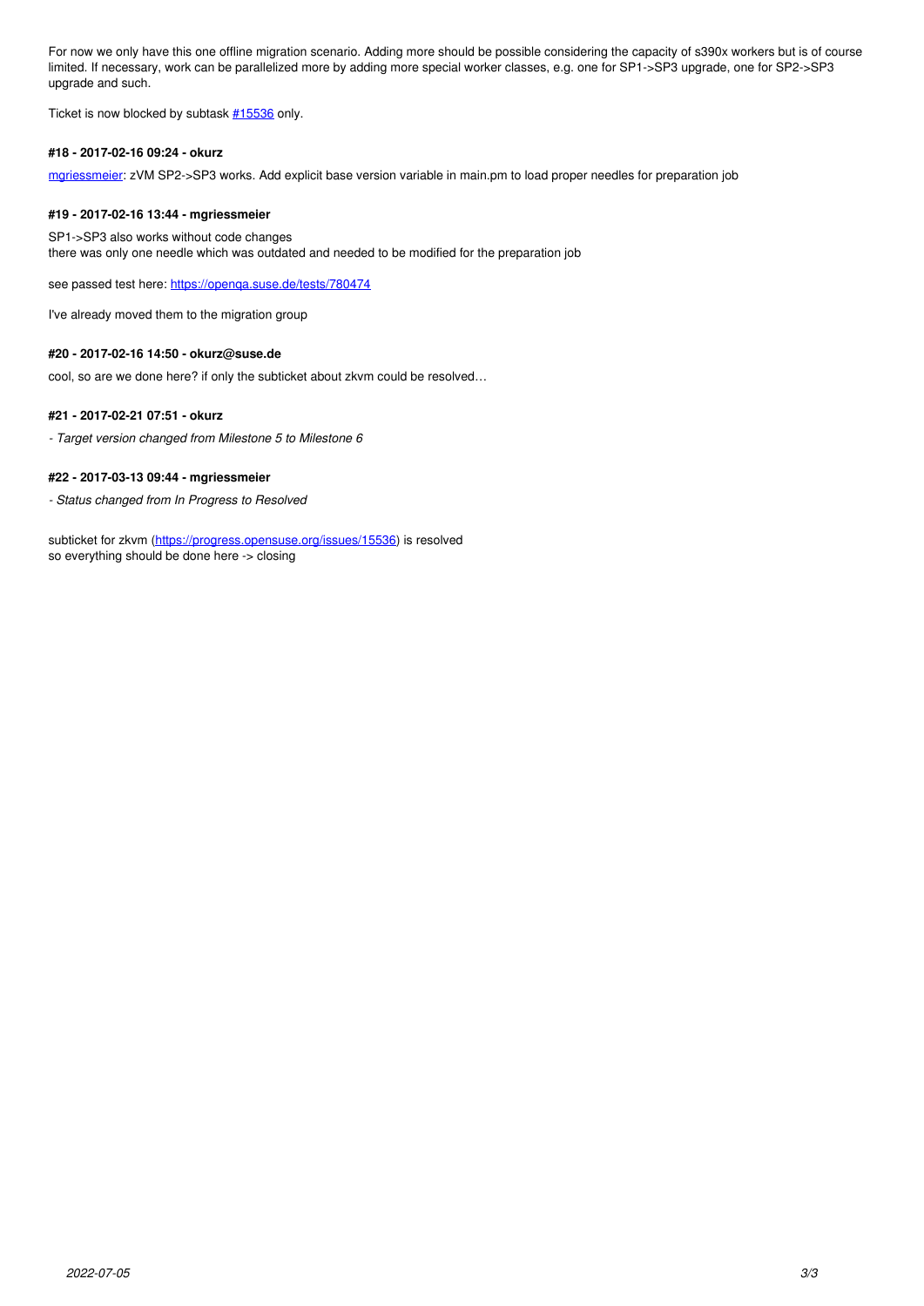For now we only have this one offline migration scenario. Adding more should be possible considering the capacity of s390x workers but is of course limited. If necessary, work can be parallelized more by adding more special worker classes, e.g. one for SP1->SP3 upgrade, one for SP2->SP3 upgrade and such.

Ticket is now blocked by subtask #15536 only.

#### #18 - 2017-02-16 09:24 - okurz

mgriessmeier: zVM SP2->SP3 works. Add explicit base version variable in main.pm to load proper needles for preparation job

#### #19 - 2017-02-16 13:44 - mgriessmeier

SP1->SP3 also works without code changes
there was only one needle which was outdated and needed to be modified for the preparation job

see passed test here: https://openqa.suse.de/tests/780474

I've already moved them to the migration group

#### #20 - 2017-02-16 14:50 - okurz@suse.de

cool, so are we done here? if only the subticket about zkvm could be resolved…

#### #21 - 2017-02-21 07:51 - okurz

*- Target version changed from Milestone 5 to Milestone 6*

#### #22 - 2017-03-13 09:44 - mgriessmeier

*- Status changed from In Progress to Resolved*

subticket for zkvm (https://progress.opensuse.org/issues/15536) is resolved
so everything should be done here -> closing